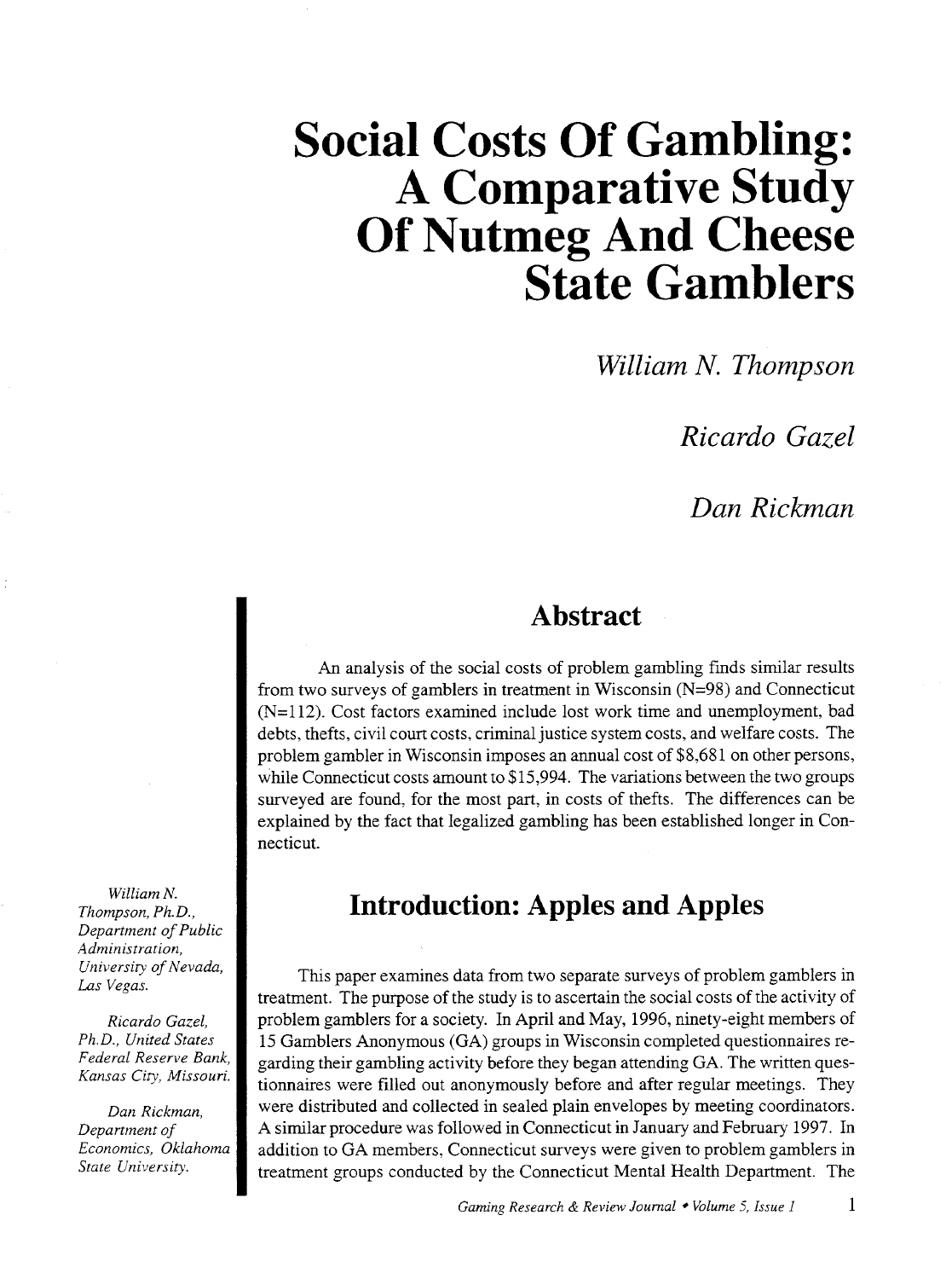# Social Costs Of Gambling: A Comparative Study Of Nutmeg And Cheese State Gamblers

*William N. Thompson*

*Ricardo Gazel*

*Dan Rickman*

## Abstract

An analysis of the social costs of problem gambling finds similar results from two surveys of gamblers in treatment in Wisconsin (N=98) and Connecticut (N=112). Cost factors examined include lost work time and unemployment, bad debts, thefts, civil court costs, criminal justice system costs, and welfare costs. The problem gambler in Wisconsin imposes an annual cost of $8,681 on other persons, while Connecticut costs amount to $15,994. The variations between the two groups surveyed are found, for the most part, in costs of thefts. The differences can be explained by the fact that legalized gambling has been established longer in Connecticut.

*William N. Thompson, Ph.D., Department of Public Administration, University of Nevada, Las Vegas.*

*Ricardo Gazel, Ph.D., United States Federal Reserve Bank, Kansas City, Missouri.*

*Dan Rickman, Department of Economics, Oklahoma State University.*

## Introduction: Apples and Apples

This paper examines data from two separate surveys of problem gamblers in treatment. The purpose of the study is to ascertain the social costs of the activity of problem gamblers for a society. In April and May, 1996, ninety-eight members of 15 Gamblers Anonymous (GA) groups in Wisconsin completed questionnaires regarding their gambling activity before they began attending GA. The written questionnaires were filled out anonymously before and after regular meetings. They were distributed and collected in sealed plain envelopes by meeting coordinators. A similar procedure was followed in Connecticut in January and February 1997. In addition to GA members, Connecticut surveys were given to problem gamblers in treatment groups conducted by the Connecticut Mental Health Department. The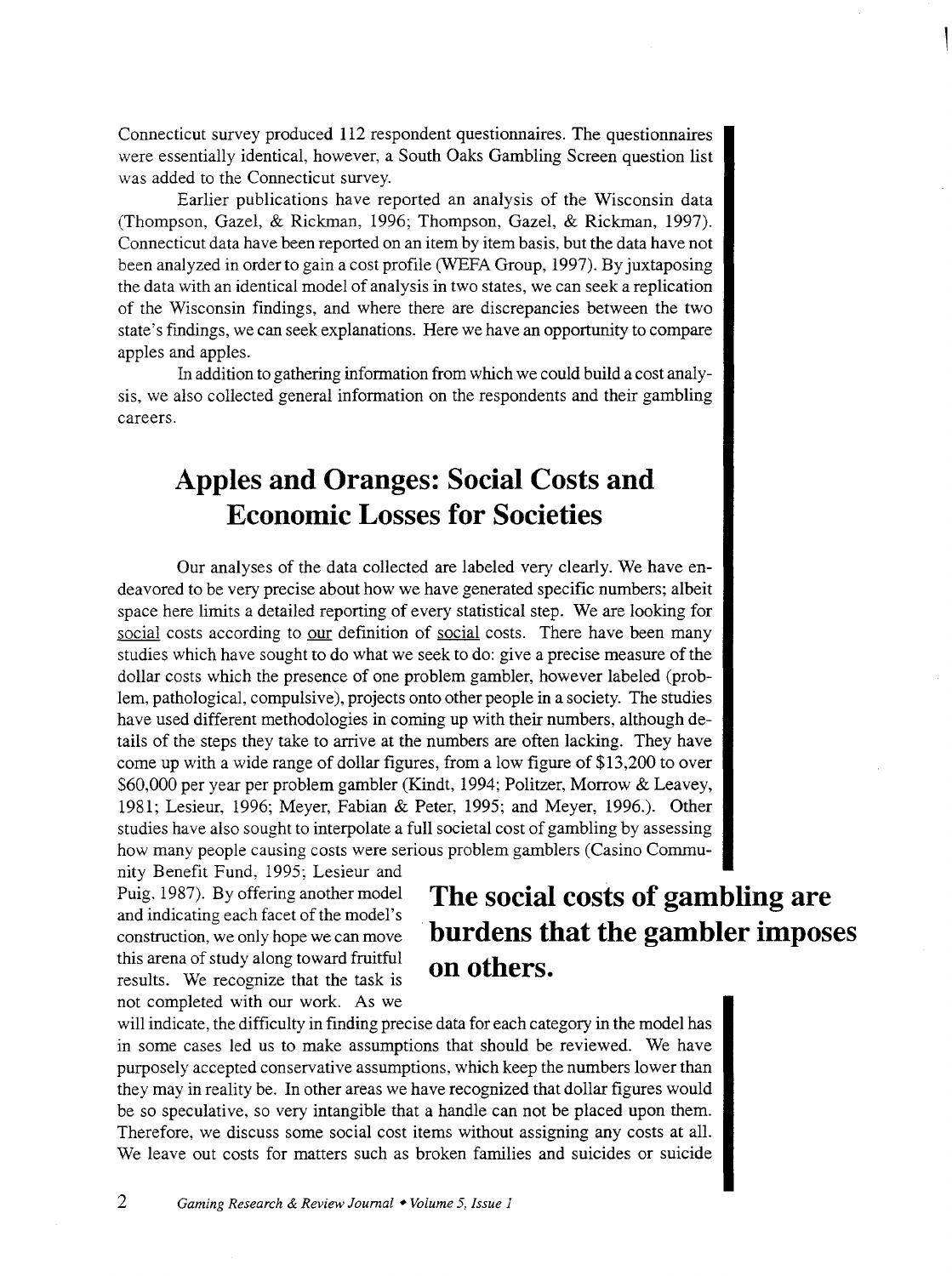Connecticut survey produced 112 respondent questionnaires. The questionnaires were essentially identical, however, a South Oaks Gambling Screen question list was added to the Connecticut survey.

Earlier publications have reported an analysis of the Wisconsin data (Thompson, Gazel, & Rickman, 1996; Thompson, Gazel, & Rickman, 1997). Connecticut data have been reported on an item by item basis, but the data have not been analyzed in order to gain a cost profile (WEFA Group, 1997). By juxtaposing the data with an identical model of analysis in two states, we can seek a replication of the Wisconsin findings, and where there are discrepancies between the two state's findings, we can seek explanations. Here we have an opportunity to compare apples and apples.

In addition to gathering information from which we could build a cost analysis, we also collected general information on the respondents and their gambling careers.

## Apples and Oranges: Social Costs and Economic Losses for Societies

Our analyses of the data collected are labeled very clearly. We have endeavored to be very precise about how we have generated specific numbers; albeit space here limits a detailed reporting of every statistical step. We are looking for <u>social</u> costs according to <u>our</u> definition of <u>social</u> costs. There have been many studies which have sought to do what we seek to do: give a precise measure of the dollar costs which the presence of one problem gambler, however labeled (problem, pathological, compulsive), projects onto other people in a society. The studies have used different methodologies in coming up with their numbers, although details of the steps they take to arrive at the numbers are often lacking. They have come up with a wide range of dollar figures, from a low figure of $13,200 to over $60,000 per year per problem gambler (Kindt, 1994; Politzer, Morrow & Leavey, 1981; Lesieur, 1996; Meyer, Fabian & Peter, 1995; and Meyer, 1996.). Other studies have also sought to interpolate a full societal cost of gambling by assessing how many people causing costs were serious problem gamblers (Casino Community Benefit Fund, 1995; Lesieur and Puig, 1987). By offering another model and indicating each facet of the model's construction, we only hope we can move this arena of study along toward fruitful results. We recognize that the task is not completed with our work. As we will indicate, the difficulty in finding precise data for each category in the model has in some cases led us to make assumptions that should be reviewed. We have purposely accepted conservative assumptions, which keep the numbers lower than they may in reality be. In other areas we have recognized that dollar figures would be so speculative, so very intangible that a handle can not be placed upon them. Therefore, we discuss some social cost items without assigning any costs at all. We leave out costs for matters such as broken families and suicides or suicide

**The social costs of gambling are burdens that the gambler imposes on others.**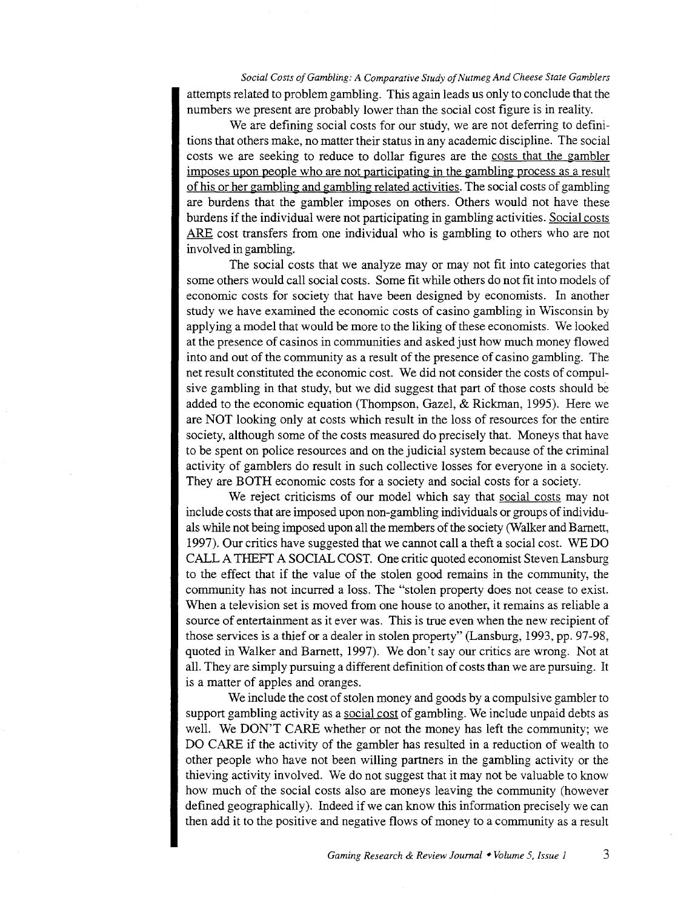attempts related to problem gambling. This again leads us only to conclude that the numbers we present are probably lower than the social cost figure is in reality.

We are defining social costs for our study, we are not deferring to definitions that others make, no matter their status in any academic discipline. The social costs we are seeking to reduce to dollar figures are the <u>costs that the gambler imposes upon people who are not participating in the gambling process as a result of his or her gambling and gambling related activities</u>. The social costs of gambling are burdens that the gambler imposes on others. Others would not have these burdens if the individual were not participating in gambling activities. <u>Social costs ARE</u> cost transfers from one individual who is gambling to others who are not involved in gambling.

The social costs that we analyze may or may not fit into categories that some others would call social costs. Some fit while others do not fit into models of economic costs for society that have been designed by economists. In another study we have examined the economic costs of casino gambling in Wisconsin by applying a model that would be more to the liking of these economists. We looked at the presence of casinos in communities and asked just how much money flowed into and out of the community as a result of the presence of casino gambling. The net result constituted the economic cost. We did not consider the costs of compulsive gambling in that study, but we did suggest that part of those costs should be added to the economic equation (Thompson, Gazel, & Rickman, 1995). Here we are NOT looking only at costs which result in the loss of resources for the entire society, although some of the costs measured do precisely that. Moneys that have to be spent on police resources and on the judicial system because of the criminal activity of gamblers do result in such collective losses for everyone in a society. They are BOTH economic costs for a society and social costs for a society.

We reject criticisms of our model which say that <u>social costs</u> may not include costs that are imposed upon non-gambling individuals or groups of individuals while not being imposed upon all the members of the society (Walker and Barnett, 1997). Our critics have suggested that we cannot call a theft a social cost. WE DO CALL A THEFT A SOCIAL COST. One critic quoted economist Steven Lansburg to the effect that if the value of the stolen good remains in the community, the community has not incurred a loss. The "stolen property does not cease to exist. When a television set is moved from one house to another, it remains as reliable a source of entertainment as it ever was. This is true even when the new recipient of those services is a thief or a dealer in stolen property" (Lansburg, 1993, pp. 97-98, quoted in Walker and Barnett, 1997). We don't say our critics are wrong. Not at all. They are simply pursuing a different definition of costs than we are pursuing. It is a matter of apples and oranges.

We include the cost of stolen money and goods by a compulsive gambler to support gambling activity as a <u>social cost</u> of gambling. We include unpaid debts as well. We DON'T CARE whether or not the money has left the community; we DO CARE if the activity of the gambler has resulted in a reduction of wealth to other people who have not been willing partners in the gambling activity or the thieving activity involved. We do not suggest that it may not be valuable to know how much of the social costs also are moneys leaving the community (however defined geographically). Indeed if we can know this information precisely we can then add it to the positive and negative flows of money to a community as a result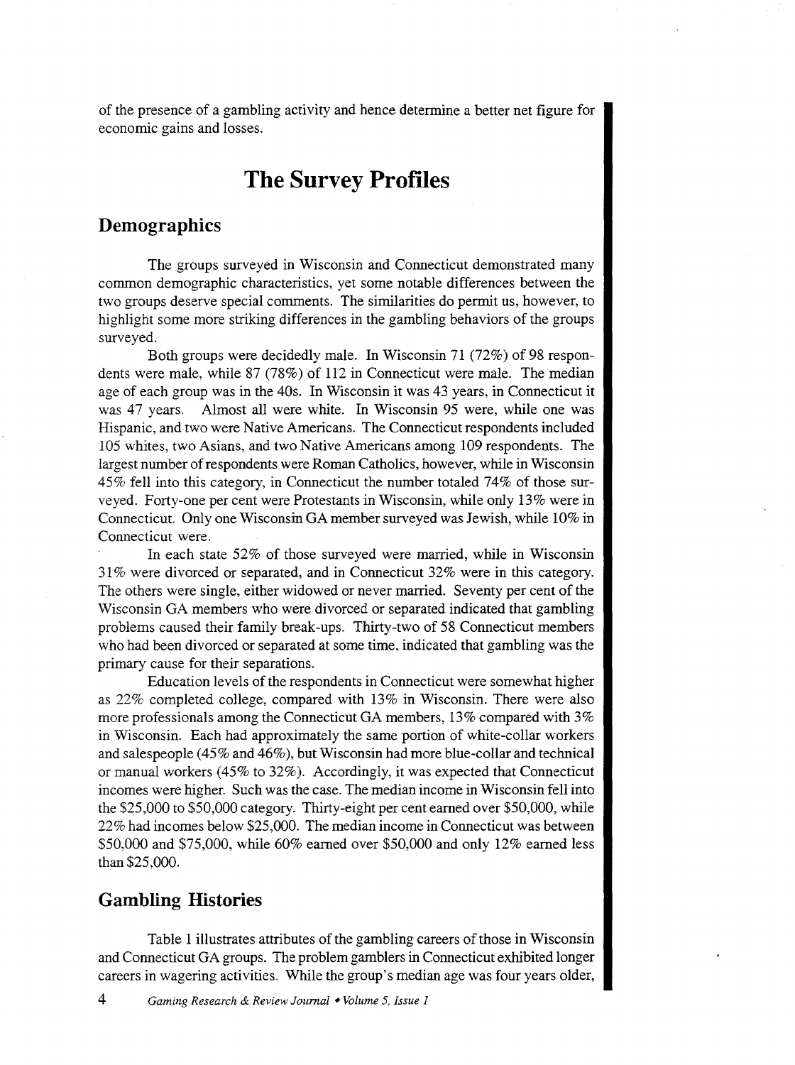of the presence of a gambling activity and hence determine a better net figure for economic gains and losses.

# The Survey Profiles

## Demographics

The groups surveyed in Wisconsin and Connecticut demonstrated many common demographic characteristics, yet some notable differences between the two groups deserve special comments. The similarities do permit us, however, to highlight some more striking differences in the gambling behaviors of the groups surveyed.

Both groups were decidedly male. In Wisconsin 71 (72%) of 98 respondents were male, while 87 (78%) of 112 in Connecticut were male. The median age of each group was in the 40s. In Wisconsin it was 43 years, in Connecticut it was 47 years. Almost all were white. In Wisconsin 95 were, while one was Hispanic, and two were Native Americans. The Connecticut respondents included 105 whites, two Asians, and two Native Americans among 109 respondents. The largest number of respondents were Roman Catholics, however, while in Wisconsin 45% fell into this category, in Connecticut the number totaled 74% of those surveyed. Forty-one per cent were Protestants in Wisconsin, while only 13% were in Connecticut. Only one Wisconsin GA member surveyed was Jewish, while 10% in Connecticut were.

In each state 52% of those surveyed were married, while in Wisconsin 31% were divorced or separated, and in Connecticut 32% were in this category. The others were single, either widowed or never married. Seventy per cent of the Wisconsin GA members who were divorced or separated indicated that gambling problems caused their family break-ups. Thirty-two of 58 Connecticut members who had been divorced or separated at some time, indicated that gambling was the primary cause for their separations.

Education levels of the respondents in Connecticut were somewhat higher as 22% completed college, compared with 13% in Wisconsin. There were also more professionals among the Connecticut GA members, 13% compared with 3% in Wisconsin. Each had approximately the same portion of white-collar workers and salespeople (45% and 46%), but Wisconsin had more blue-collar and technical or manual workers (45% to 32%). Accordingly, it was expected that Connecticut incomes were higher. Such was the case. The median income in Wisconsin fell into the $25,000 to $50,000 category. Thirty-eight per cent earned over $50,000, while 22% had incomes below $25,000. The median income in Connecticut was between $50,000 and $75,000, while 60% earned over $50,000 and only 12% earned less than $25,000.

## Gambling Histories

Table 1 illustrates attributes of the gambling careers of those in Wisconsin and Connecticut GA groups. The problem gamblers in Connecticut exhibited longer careers in wagering activities. While the group's median age was four years older,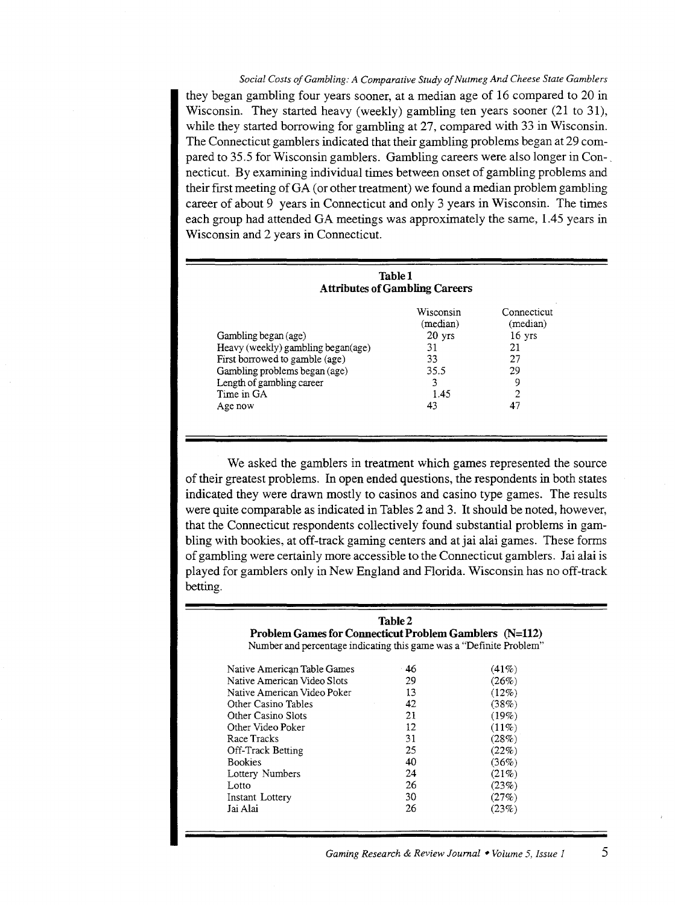they began gambling four years sooner, at a median age of 16 compared to 20 in Wisconsin. They started heavy (weekly) gambling ten years sooner (21 to 31), while they started borrowing for gambling at 27, compared with 33 in Wisconsin. The Connecticut gamblers indicated that their gambling problems began at 29 compared to 35.5 for Wisconsin gamblers. Gambling careers were also longer in Connecticut. By examining individual times between onset of gambling problems and their first meeting of GA (or other treatment) we found a median problem gambling career of about 9 years in Connecticut and only 3 years in Wisconsin. The times each group had attended GA meetings was approximately the same, 1.45 years in Wisconsin and 2 years in Connecticut.

**Table 1**
**Attributes of Gambling Careers**

| | Wisconsin (median) | Connecticut (median) |
|---|---|---|
| Gambling began (age) | 20 yrs | 16 yrs |
| Heavy (weekly) gambling began(age) | 31 | 21 |
| First borrowed to gamble (age) | 33 | 27 |
| Gambling problems began (age) | 35.5 | 29 |
| Length of gambling career | 3 | 9 |
| Time in GA | 1.45 | 2 |
| Age now | 43 | 47 |

We asked the gamblers in treatment which games represented the source of their greatest problems. In open ended questions, the respondents in both states indicated they were drawn mostly to casinos and casino type games. The results were quite comparable as indicated in Tables 2 and 3. It should be noted, however, that the Connecticut respondents collectively found substantial problems in gambling with bookies, at off-track gaming centers and at jai alai games. These forms of gambling were certainly more accessible to the Connecticut gamblers. Jai alai is played for gamblers only in New England and Florida. Wisconsin has no off-track betting.

**Table 2**
**Problem Games for Connecticut Problem Gamblers (N=112)**
Number and percentage indicating this game was a "Definite Problem"

| | | |
|---|---|---|
| Native American Table Games | 46 | (41%) |
| Native American Video Slots | 29 | (26%) |
| Native American Video Poker | 13 | (12%) |
| Other Casino Tables | 42 | (38%) |
| Other Casino Slots | 21 | (19%) |
| Other Video Poker | 12 | (11%) |
| Race Tracks | 31 | (28%) |
| Off-Track Betting | 25 | (22%) |
| Bookies | 40 | (36%) |
| Lottery Numbers | 24 | (21%) |
| Lotto | 26 | (23%) |
| Instant Lottery | 30 | (27%) |
| Jai Alai | 26 | (23%) |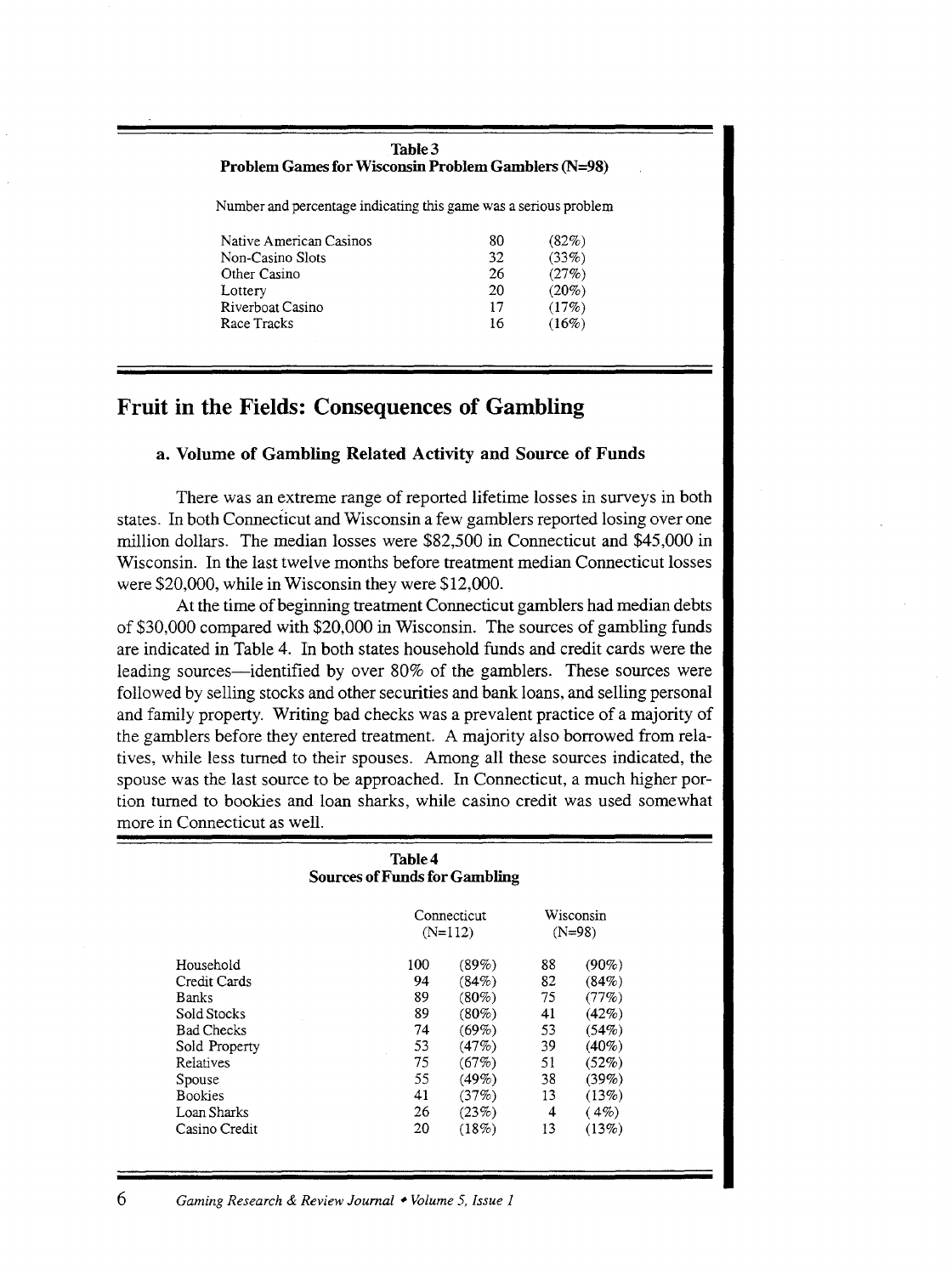**Table 3**
**Problem Games for Wisconsin Problem Gamblers (N=98)**

Number and percentage indicating this game was a serious problem

| | | |
|---|---|---|
| Native American Casinos | 80 | (82%) |
| Non-Casino Slots | 32 | (33%) |
| Other Casino | 26 | (27%) |
| Lottery | 20 | (20%) |
| Riverboat Casino | 17 | (17%) |
| Race Tracks | 16 | (16%) |

## Fruit in the Fields: Consequences of Gambling

### a. Volume of Gambling Related Activity and Source of Funds

There was an extreme range of reported lifetime losses in surveys in both states. In both Connecticut and Wisconsin a few gamblers reported losing over one million dollars. The median losses were $82,500 in Connecticut and $45,000 in Wisconsin. In the last twelve months before treatment median Connecticut losses were $20,000, while in Wisconsin they were $12,000.

At the time of beginning treatment Connecticut gamblers had median debts of $30,000 compared with $20,000 in Wisconsin. The sources of gambling funds are indicated in Table 4. In both states household funds and credit cards were the leading sources—identified by over 80% of the gamblers. These sources were followed by selling stocks and other securities and bank loans, and selling personal and family property. Writing bad checks was a prevalent practice of a majority of the gamblers before they entered treatment. A majority also borrowed from relatives, while less turned to their spouses. Among all these sources indicated, the spouse was the last source to be approached. In Connecticut, a much higher portion turned to bookies and loan sharks, while casino credit was used somewhat more in Connecticut as well.

**Table 4**
**Sources of Funds for Gambling**

| | Connecticut (N=112) | | Wisconsin (N=98) | |
|---|---|---|---|---|
| Household | 100 | (89%) | 88 | (90%) |
| Credit Cards | 94 | (84%) | 82 | (84%) |
| Banks | 89 | (80%) | 75 | (77%) |
| Sold Stocks | 89 | (80%) | 41 | (42%) |
| Bad Checks | 74 | (69%) | 53 | (54%) |
| Sold Property | 53 | (47%) | 39 | (40%) |
| Relatives | 75 | (67%) | 51 | (52%) |
| Spouse | 55 | (49%) | 38 | (39%) |
| Bookies | 41 | (37%) | 13 | (13%) |
| Loan Sharks | 26 | (23%) | 4 | (4%) |
| Casino Credit | 20 | (18%) | 13 | (13%) |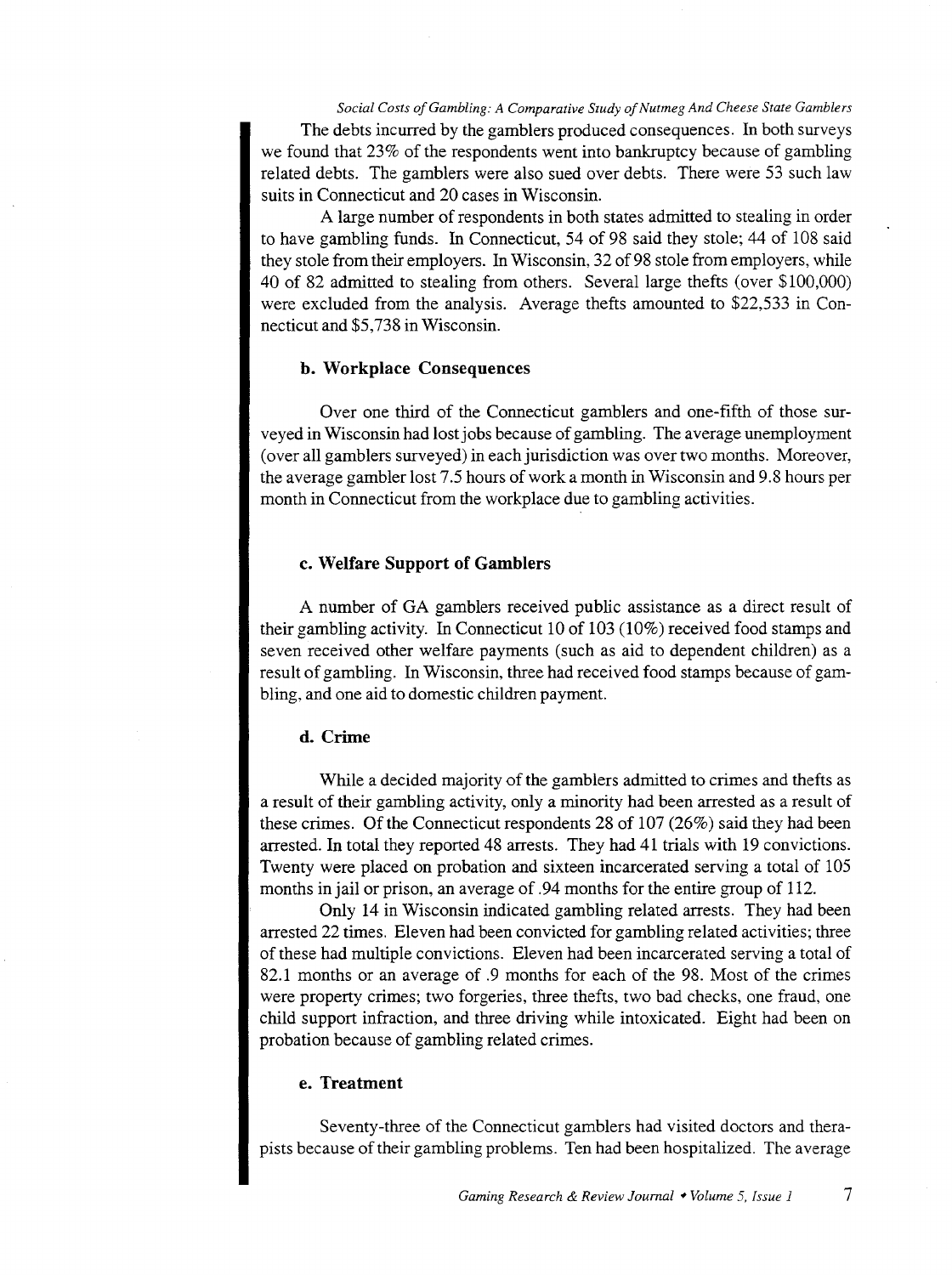The debts incurred by the gamblers produced consequences. In both surveys we found that 23% of the respondents went into bankruptcy because of gambling related debts. The gamblers were also sued over debts. There were 53 such law suits in Connecticut and 20 cases in Wisconsin.

A large number of respondents in both states admitted to stealing in order to have gambling funds. In Connecticut, 54 of 98 said they stole; 44 of 108 said they stole from their employers. In Wisconsin, 32 of 98 stole from employers, while 40 of 82 admitted to stealing from others. Several large thefts (over $100,000) were excluded from the analysis. Average thefts amounted to $22,533 in Connecticut and $5,738 in Wisconsin.

### b. Workplace Consequences

Over one third of the Connecticut gamblers and one-fifth of those surveyed in Wisconsin had lost jobs because of gambling. The average unemployment (over all gamblers surveyed) in each jurisdiction was over two months. Moreover, the average gambler lost 7.5 hours of work a month in Wisconsin and 9.8 hours per month in Connecticut from the workplace due to gambling activities.

### c. Welfare Support of Gamblers

A number of GA gamblers received public assistance as a direct result of their gambling activity. In Connecticut 10 of 103 (10%) received food stamps and seven received other welfare payments (such as aid to dependent children) as a result of gambling. In Wisconsin, three had received food stamps because of gambling, and one aid to domestic children payment.

### d. Crime

While a decided majority of the gamblers admitted to crimes and thefts as a result of their gambling activity, only a minority had been arrested as a result of these crimes. Of the Connecticut respondents 28 of 107 (26%) said they had been arrested. In total they reported 48 arrests. They had 41 trials with 19 convictions. Twenty were placed on probation and sixteen incarcerated serving a total of 105 months in jail or prison, an average of .94 months for the entire group of 112.

Only 14 in Wisconsin indicated gambling related arrests. They had been arrested 22 times. Eleven had been convicted for gambling related activities; three of these had multiple convictions. Eleven had been incarcerated serving a total of 82.1 months or an average of .9 months for each of the 98. Most of the crimes were property crimes; two forgeries, three thefts, two bad checks, one fraud, one child support infraction, and three driving while intoxicated. Eight had been on probation because of gambling related crimes.

### e. Treatment

Seventy-three of the Connecticut gamblers had visited doctors and therapists because of their gambling problems. Ten had been hospitalized. The average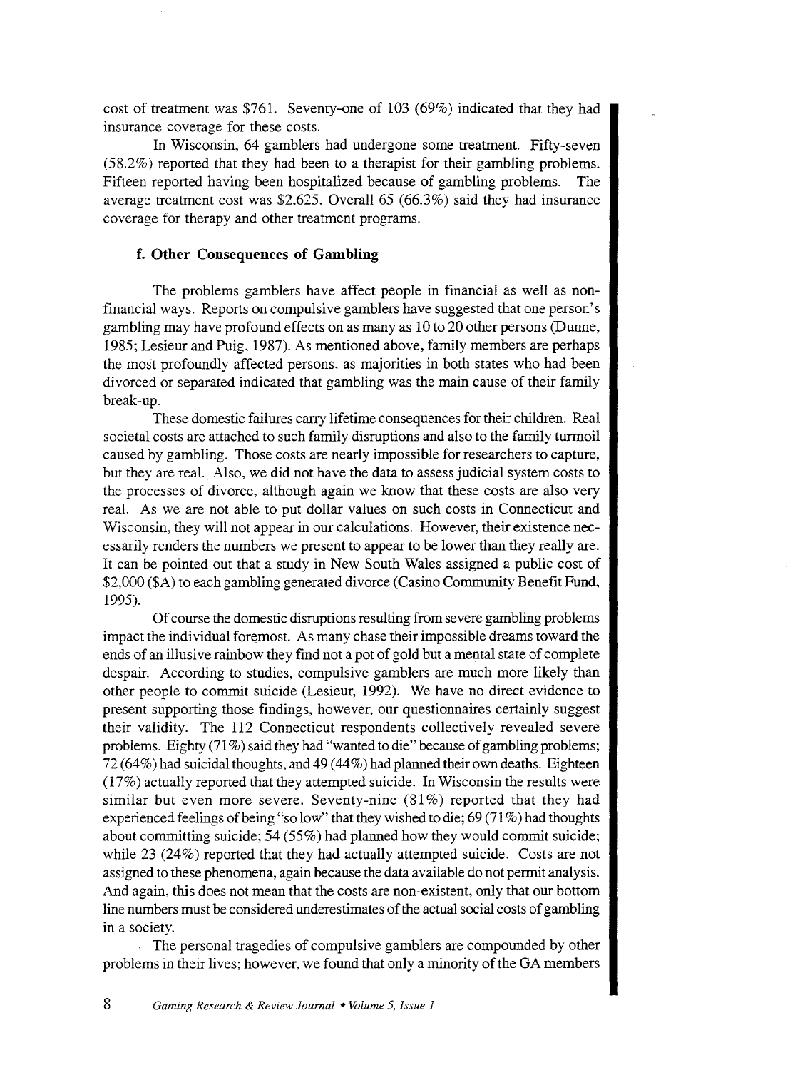cost of treatment was $761. Seventy-one of 103 (69%) indicated that they had insurance coverage for these costs.

In Wisconsin, 64 gamblers had undergone some treatment. Fifty-seven (58.2%) reported that they had been to a therapist for their gambling problems. Fifteen reported having been hospitalized because of gambling problems. The average treatment cost was $2,625. Overall 65 (66.3%) said they had insurance coverage for therapy and other treatment programs.

#### f. Other Consequences of Gambling

The problems gamblers have affect people in financial as well as non-financial ways. Reports on compulsive gamblers have suggested that one person's gambling may have profound effects on as many as 10 to 20 other persons (Dunne, 1985; Lesieur and Puig, 1987). As mentioned above, family members are perhaps the most profoundly affected persons, as majorities in both states who had been divorced or separated indicated that gambling was the main cause of their family break-up.

These domestic failures carry lifetime consequences for their children. Real societal costs are attached to such family disruptions and also to the family turmoil caused by gambling. Those costs are nearly impossible for researchers to capture, but they are real. Also, we did not have the data to assess judicial system costs to the processes of divorce, although again we know that these costs are also very real. As we are not able to put dollar values on such costs in Connecticut and Wisconsin, they will not appear in our calculations. However, their existence necessarily renders the numbers we present to appear to be lower than they really are. It can be pointed out that a study in New South Wales assigned a public cost of $2,000 ($A) to each gambling generated divorce (Casino Community Benefit Fund, 1995).

Of course the domestic disruptions resulting from severe gambling problems impact the individual foremost. As many chase their impossible dreams toward the ends of an illusive rainbow they find not a pot of gold but a mental state of complete despair. According to studies, compulsive gamblers are much more likely than other people to commit suicide (Lesieur, 1992). We have no direct evidence to present supporting those findings, however, our questionnaires certainly suggest their validity. The 112 Connecticut respondents collectively revealed severe problems. Eighty (71%) said they had "wanted to die" because of gambling problems; 72 (64%) had suicidal thoughts, and 49 (44%) had planned their own deaths. Eighteen (17%) actually reported that they attempted suicide. In Wisconsin the results were similar but even more severe. Seventy-nine (81%) reported that they had experienced feelings of being "so low" that they wished to die; 69 (71%) had thoughts about committing suicide; 54 (55%) had planned how they would commit suicide; while 23 (24%) reported that they had actually attempted suicide. Costs are not assigned to these phenomena, again because the data available do not permit analysis. And again, this does not mean that the costs are non-existent, only that our bottom line numbers must be considered underestimates of the actual social costs of gambling in a society.

The personal tragedies of compulsive gamblers are compounded by other problems in their lives; however, we found that only a minority of the GA members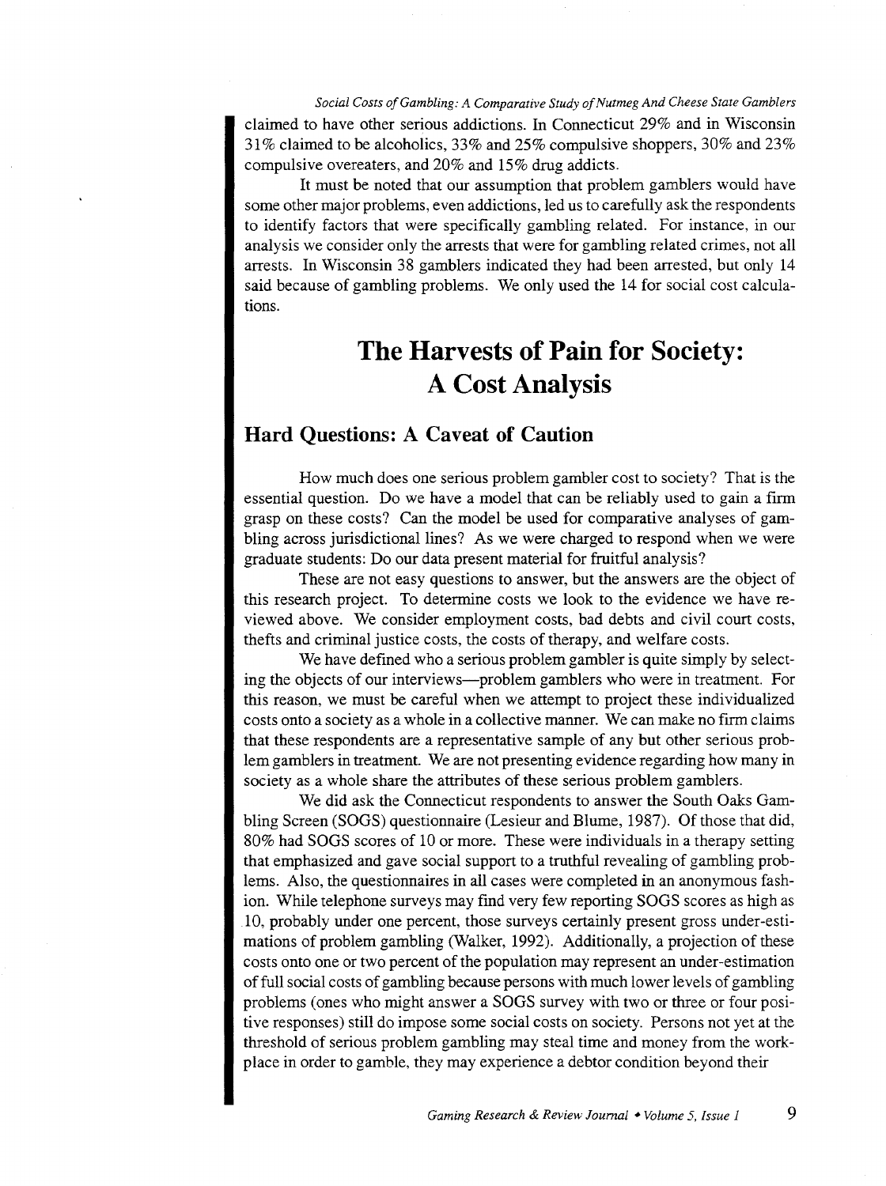claimed to have other serious addictions. In Connecticut 29% and in Wisconsin 31% claimed to be alcoholics, 33% and 25% compulsive shoppers, 30% and 23% compulsive overeaters, and 20% and 15% drug addicts.

It must be noted that our assumption that problem gamblers would have some other major problems, even addictions, led us to carefully ask the respondents to identify factors that were specifically gambling related. For instance, in our analysis we consider only the arrests that were for gambling related crimes, not all arrests. In Wisconsin 38 gamblers indicated they had been arrested, but only 14 said because of gambling problems. We only used the 14 for social cost calculations.

# The Harvests of Pain for Society: A Cost Analysis

## Hard Questions: A Caveat of Caution

How much does one serious problem gambler cost to society? That is the essential question. Do we have a model that can be reliably used to gain a firm grasp on these costs? Can the model be used for comparative analyses of gambling across jurisdictional lines? As we were charged to respond when we were graduate students: Do our data present material for fruitful analysis?

These are not easy questions to answer, but the answers are the object of this research project. To determine costs we look to the evidence we have reviewed above. We consider employment costs, bad debts and civil court costs, thefts and criminal justice costs, the costs of therapy, and welfare costs.

We have defined who a serious problem gambler is quite simply by selecting the objects of our interviews—problem gamblers who were in treatment. For this reason, we must be careful when we attempt to project these individualized costs onto a society as a whole in a collective manner. We can make no firm claims that these respondents are a representative sample of any but other serious problem gamblers in treatment. We are not presenting evidence regarding how many in society as a whole share the attributes of these serious problem gamblers.

We did ask the Connecticut respondents to answer the South Oaks Gambling Screen (SOGS) questionnaire (Lesieur and Blume, 1987). Of those that did, 80% had SOGS scores of 10 or more. These were individuals in a therapy setting that emphasized and gave social support to a truthful revealing of gambling problems. Also, the questionnaires in all cases were completed in an anonymous fashion. While telephone surveys may find very few reporting SOGS scores as high as 10, probably under one percent, those surveys certainly present gross under-estimations of problem gambling (Walker, 1992). Additionally, a projection of these costs onto one or two percent of the population may represent an under-estimation of full social costs of gambling because persons with much lower levels of gambling problems (ones who might answer a SOGS survey with two or three or four positive responses) still do impose some social costs on society. Persons not yet at the threshold of serious problem gambling may steal time and money from the workplace in order to gamble, they may experience a debtor condition beyond their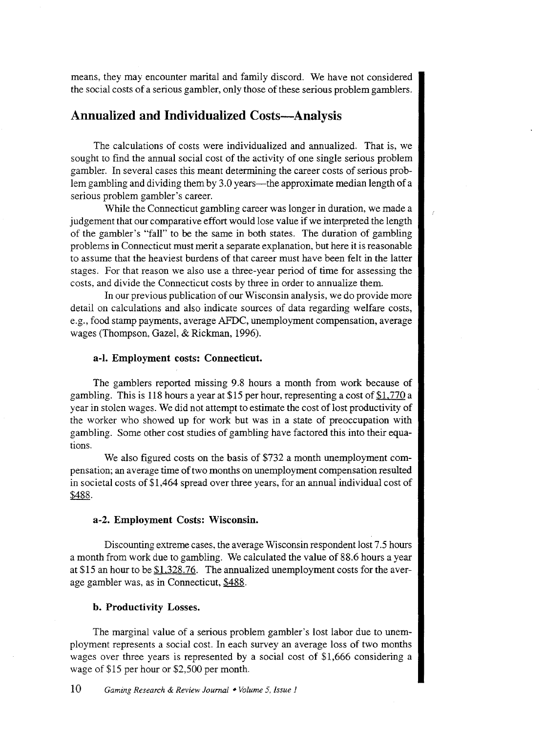means, they may encounter marital and family discord. We have not considered the social costs of a serious gambler, only those of these serious problem gamblers.

## Annualized and Individualized Costs—Analysis

The calculations of costs were individualized and annualized. That is, we sought to find the annual social cost of the activity of one single serious problem gambler. In several cases this meant determining the career costs of serious problem gambling and dividing them by 3.0 years—the approximate median length of a serious problem gambler's career.

While the Connecticut gambling career was longer in duration, we made a judgement that our comparative effort would lose value if we interpreted the length of the gambler's "fall" to be the same in both states. The duration of gambling problems in Connecticut must merit a separate explanation, but here it is reasonable to assume that the heaviest burdens of that career must have been felt in the latter stages. For that reason we also use a three-year period of time for assessing the costs, and divide the Connecticut costs by three in order to annualize them.

In our previous publication of our Wisconsin analysis, we do provide more detail on calculations and also indicate sources of data regarding welfare costs, e.g., food stamp payments, average AFDC, unemployment compensation, average wages (Thompson, Gazel, & Rickman, 1996).

#### a-l. Employment costs: Connecticut.

The gamblers reported missing 9.8 hours a month from work because of gambling. This is 118 hours a year at $15 per hour, representing a cost of $1,770 a year in stolen wages. We did not attempt to estimate the cost of lost productivity of the worker who showed up for work but was in a state of preoccupation with gambling. Some other cost studies of gambling have factored this into their equations.

We also figured costs on the basis of $732 a month unemployment compensation; an average time of two months on unemployment compensation resulted in societal costs of $1,464 spread over three years, for an annual individual cost of $488.

#### a-2. Employment Costs: Wisconsin.

Discounting extreme cases, the average Wisconsin respondent lost 7.5 hours a month from work due to gambling. We calculated the value of 88.6 hours a year at $15 an hour to be $1,328.76. The annualized unemployment costs for the average gambler was, as in Connecticut, $488.

#### b. Productivity Losses.

The marginal value of a serious problem gambler's lost labor due to unemployment represents a social cost. In each survey an average loss of two months wages over three years is represented by a social cost of $1,666 considering a wage of $15 per hour or $2,500 per month.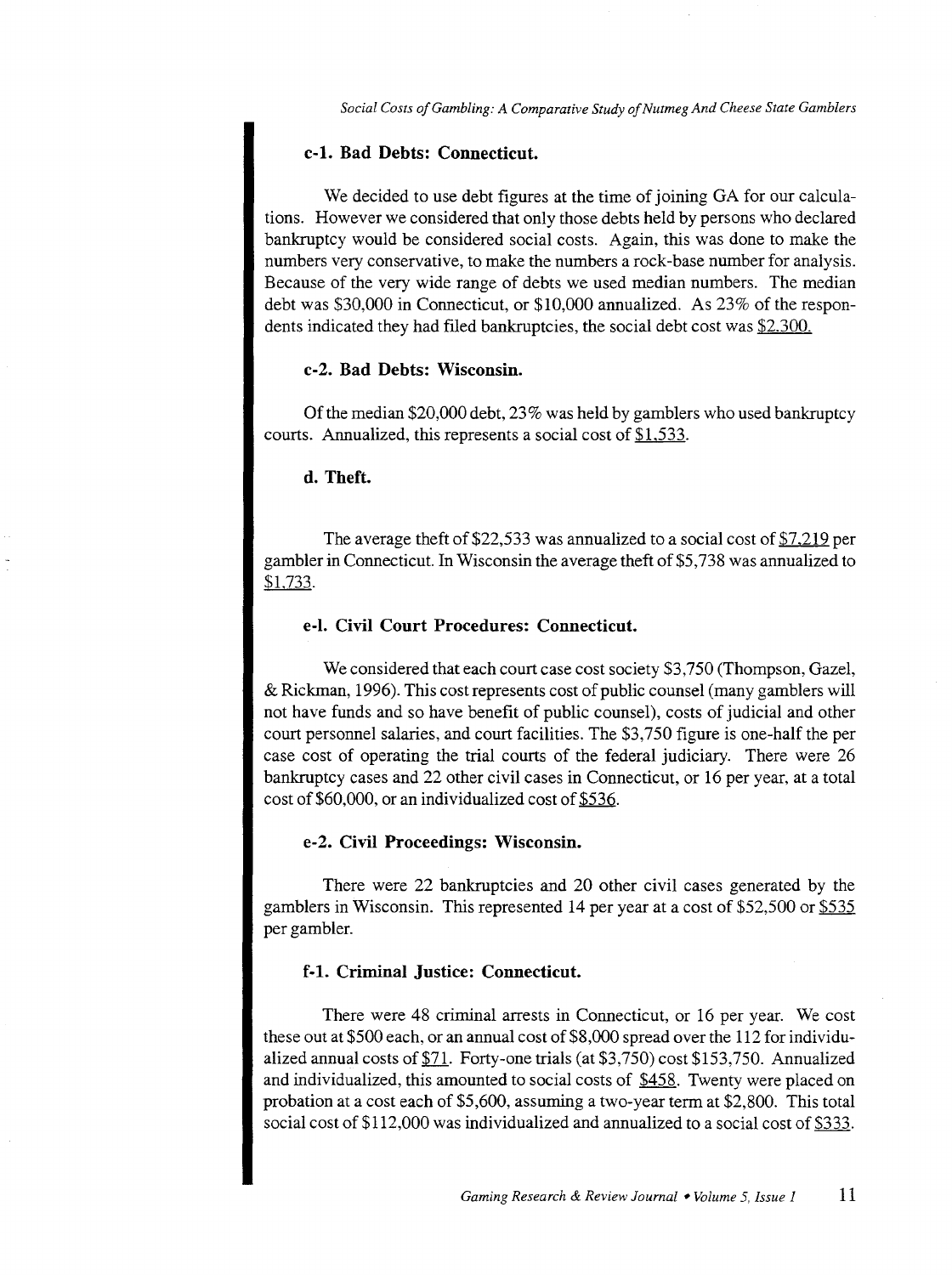#### c-1. Bad Debts: Connecticut.

We decided to use debt figures at the time of joining GA for our calculations. However we considered that only those debts held by persons who declared bankruptcy would be considered social costs. Again, this was done to make the numbers very conservative, to make the numbers a rock-base number for analysis. Because of the very wide range of debts we used median numbers. The median debt was $30,000 in Connecticut, or $10,000 annualized. As 23% of the respondents indicated they had filed bankruptcies, the social debt cost was <u>$2,300.</u>

#### c-2. Bad Debts: Wisconsin.

Of the median $20,000 debt, 23% was held by gamblers who used bankruptcy courts. Annualized, this represents a social cost of <u>$1,533</u>.

#### d. Theft.

The average theft of $22,533 was annualized to a social cost of <u>$7,219</u> per gambler in Connecticut. In Wisconsin the average theft of $5,738 was annualized to <u>$1,733</u>.

#### e-l. Civil Court Procedures: Connecticut.

We considered that each court case cost society $3,750 (Thompson, Gazel, & Rickman, 1996). This cost represents cost of public counsel (many gamblers will not have funds and so have benefit of public counsel), costs of judicial and other court personnel salaries, and court facilities. The $3,750 figure is one-half the per case cost of operating the trial courts of the federal judiciary. There were 26 bankruptcy cases and 22 other civil cases in Connecticut, or 16 per year, at a total cost of $60,000, or an individualized cost of <u>$536</u>.

#### e-2. Civil Proceedings: Wisconsin.

There were 22 bankruptcies and 20 other civil cases generated by the gamblers in Wisconsin. This represented 14 per year at a cost of $52,500 or <u>$535</u> per gambler.

#### f-1. Criminal Justice: Connecticut.

There were 48 criminal arrests in Connecticut, or 16 per year. We cost these out at $500 each, or an annual cost of $8,000 spread over the 112 for individualized annual costs of <u>$71</u>. Forty-one trials (at $3,750) cost $153,750. Annualized and individualized, this amounted to social costs of <u>$458</u>. Twenty were placed on probation at a cost each of $5,600, assuming a two-year term at $2,800. This total social cost of $112,000 was individualized and annualized to a social cost of <u>$333</u>.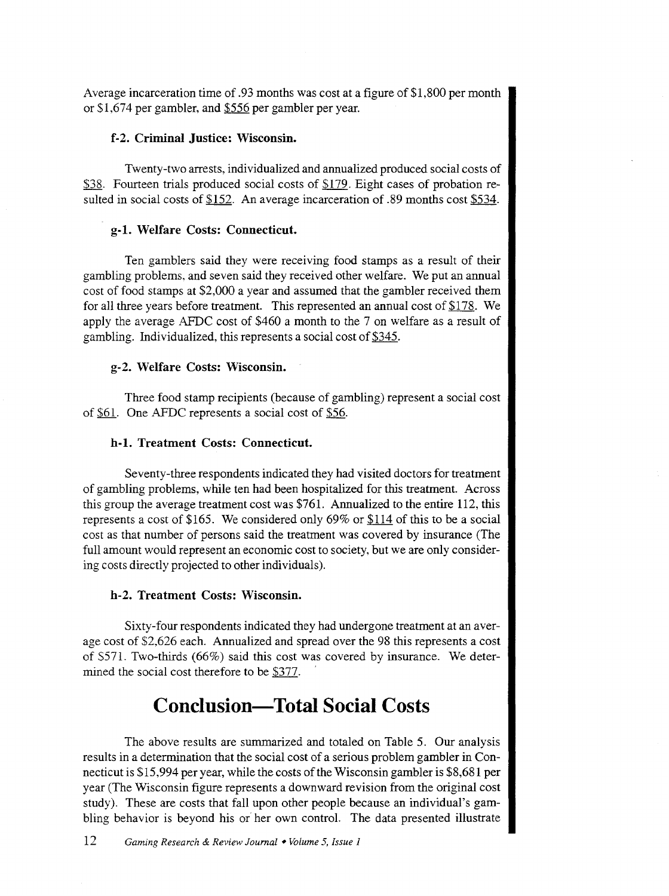Average incarceration time of .93 months was cost at a figure of $1,800 per month or $1,674 per gambler, and $556 per gambler per year.

#### f-2. Criminal Justice: Wisconsin.

Twenty-two arrests, individualized and annualized produced social costs of $38. Fourteen trials produced social costs of $179. Eight cases of probation resulted in social costs of $152. An average incarceration of .89 months cost $534.

#### g-1. Welfare Costs: Connecticut.

Ten gamblers said they were receiving food stamps as a result of their gambling problems, and seven said they received other welfare. We put an annual cost of food stamps at $2,000 a year and assumed that the gambler received them for all three years before treatment. This represented an annual cost of $178. We apply the average AFDC cost of $460 a month to the 7 on welfare as a result of gambling. Individualized, this represents a social cost of $345.

#### g-2. Welfare Costs: Wisconsin.

Three food stamp recipients (because of gambling) represent a social cost of $61. One AFDC represents a social cost of $56.

#### h-1. Treatment Costs: Connecticut.

Seventy-three respondents indicated they had visited doctors for treatment of gambling problems, while ten had been hospitalized for this treatment. Across this group the average treatment cost was $761. Annualized to the entire 112, this represents a cost of $165. We considered only 69% or $114 of this to be a social cost as that number of persons said the treatment was covered by insurance (The full amount would represent an economic cost to society, but we are only considering costs directly projected to other individuals).

#### h-2. Treatment Costs: Wisconsin.

Sixty-four respondents indicated they had undergone treatment at an average cost of $2,626 each. Annualized and spread over the 98 this represents a cost of $571. Two-thirds (66%) said this cost was covered by insurance. We determined the social cost therefore to be $377.

## Conclusion—Total Social Costs

The above results are summarized and totaled on Table 5. Our analysis results in a determination that the social cost of a serious problem gambler in Connecticut is $15,994 per year, while the costs of the Wisconsin gambler is $8,681 per year (The Wisconsin figure represents a downward revision from the original cost study). These are costs that fall upon other people because an individual's gambling behavior is beyond his or her own control. The data presented illustrate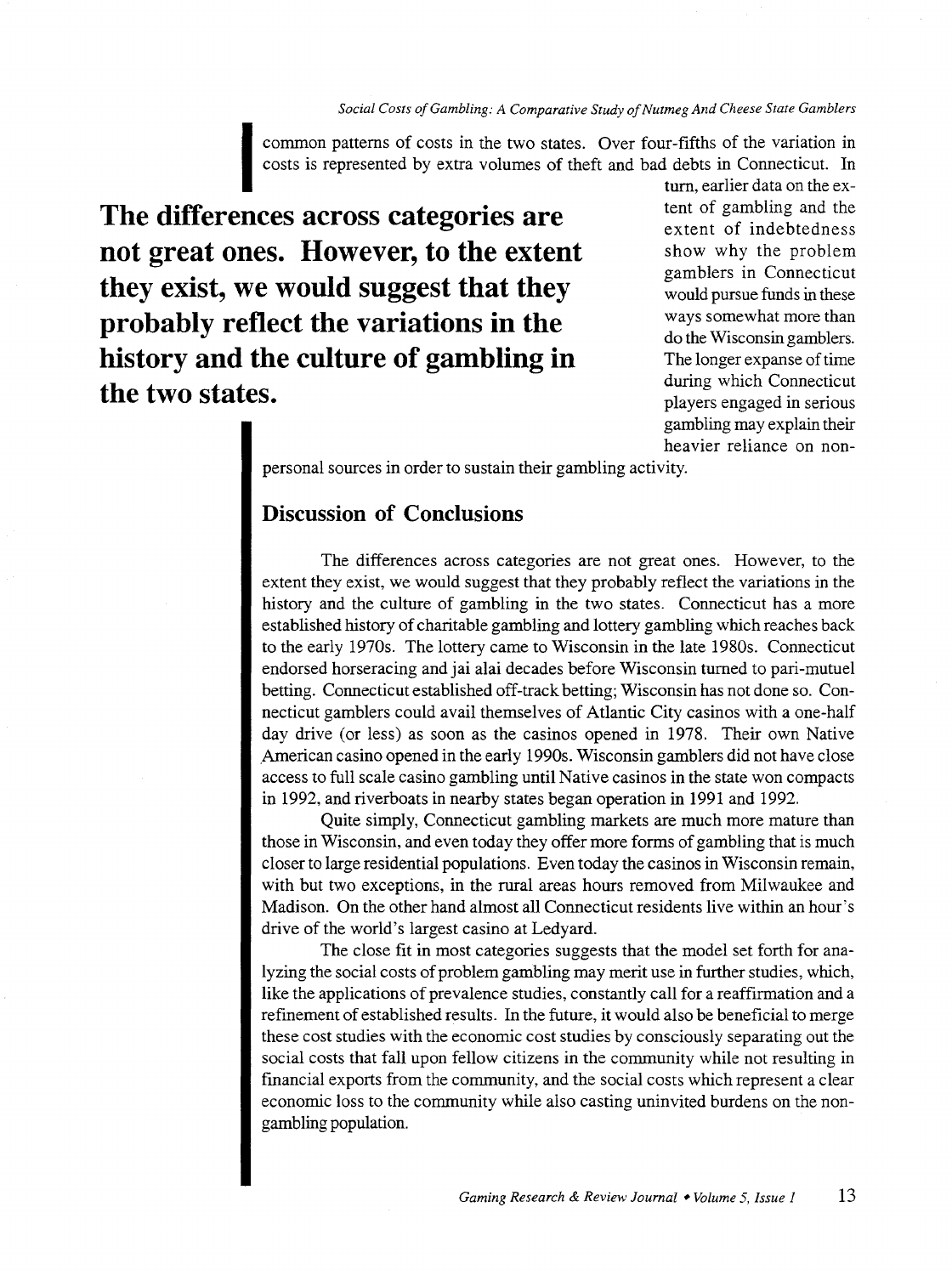common patterns of costs in the two states. Over four-fifths of the variation in costs is represented by extra volumes of theft and bad debts in Connecticut. In turn, earlier data on the extent of gambling and the extent of indebtedness show why the problem gamblers in Connecticut would pursue funds in these ways somewhat more than do the Wisconsin gamblers. The longer expanse of time during which Connecticut players engaged in serious gambling may explain their heavier reliance on non-personal sources in order to sustain their gambling activity.

**The differences across categories are not great ones. However, to the extent they exist, we would suggest that they probably reflect the variations in the history and the culture of gambling in the two states.**

## Discussion of Conclusions

The differences across categories are not great ones. However, to the extent they exist, we would suggest that they probably reflect the variations in the history and the culture of gambling in the two states. Connecticut has a more established history of charitable gambling and lottery gambling which reaches back to the early 1970s. The lottery came to Wisconsin in the late 1980s. Connecticut endorsed horseracing and jai alai decades before Wisconsin turned to pari-mutuel betting. Connecticut established off-track betting; Wisconsin has not done so. Connecticut gamblers could avail themselves of Atlantic City casinos with a one-half day drive (or less) as soon as the casinos opened in 1978. Their own Native American casino opened in the early 1990s. Wisconsin gamblers did not have close access to full scale casino gambling until Native casinos in the state won compacts in 1992, and riverboats in nearby states began operation in 1991 and 1992.

Quite simply, Connecticut gambling markets are much more mature than those in Wisconsin, and even today they offer more forms of gambling that is much closer to large residential populations. Even today the casinos in Wisconsin remain, with but two exceptions, in the rural areas hours removed from Milwaukee and Madison. On the other hand almost all Connecticut residents live within an hour's drive of the world's largest casino at Ledyard.

The close fit in most categories suggests that the model set forth for analyzing the social costs of problem gambling may merit use in further studies, which, like the applications of prevalence studies, constantly call for a reaffirmation and a refinement of established results. In the future, it would also be beneficial to merge these cost studies with the economic cost studies by consciously separating out the social costs that fall upon fellow citizens in the community while not resulting in financial exports from the community, and the social costs which represent a clear economic loss to the community while also casting uninvited burdens on the non-gambling population.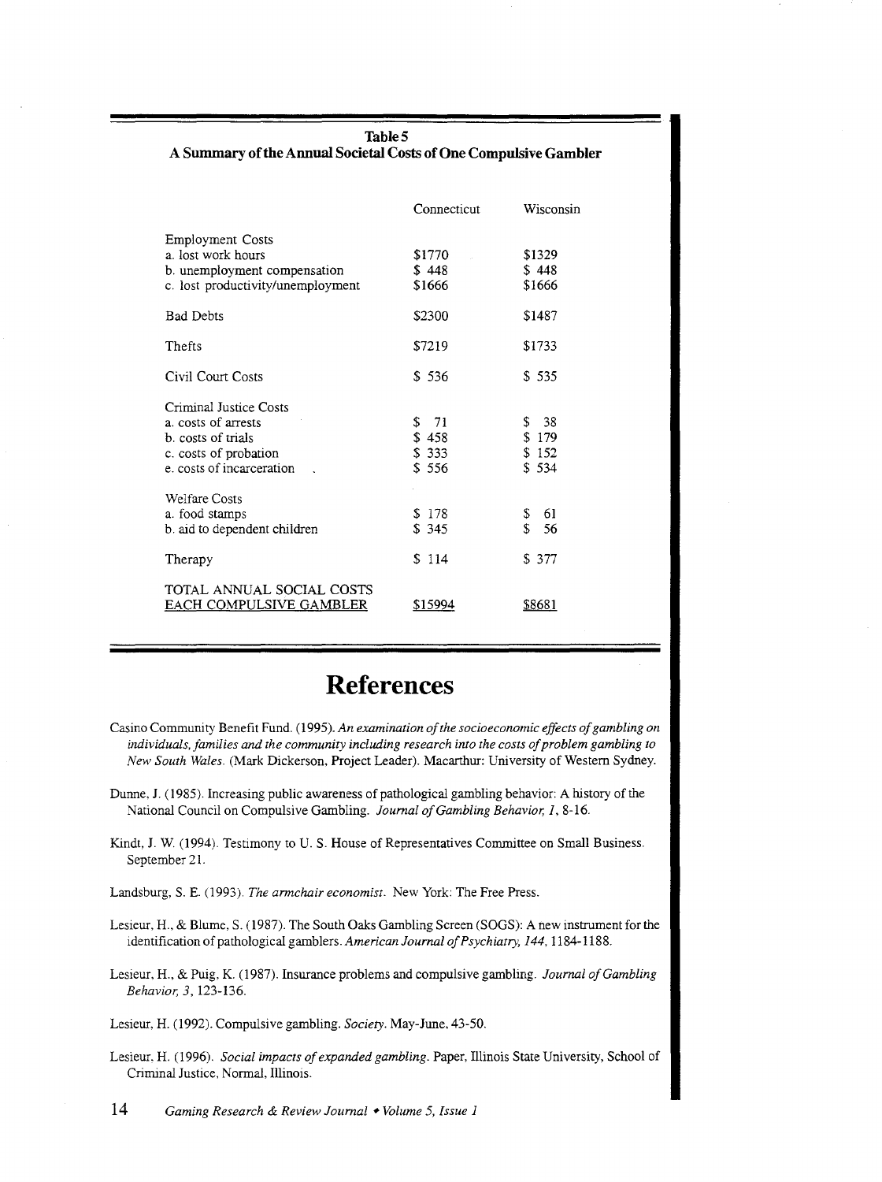**Table 5**
**A Summary of the Annual Societal Costs of One Compulsive Gambler**

| | Connecticut | Wisconsin |
|---|---|---|
| Employment Costs | | |
| a. lost work hours | $1770 | $1329 |
| b. unemployment compensation | $ 448 | $ 448 |
| c. lost productivity/unemployment | $1666 | $1666 |
| Bad Debts | $2300 | $1487 |
| Thefts | $7219 | $1733 |
| Civil Court Costs | $ 536 | $ 535 |
| Criminal Justice Costs | | |
| a. costs of arrests | $ 71 | $ 38 |
| b. costs of trials | $ 458 | $ 179 |
| c. costs of probation | $ 333 | $ 152 |
| e. costs of incarceration | $ 556 | $ 534 |
| Welfare Costs | | |
| a. food stamps | $ 178 | $ 61 |
| b. aid to dependent children | $ 345 | $ 56 |
| Therapy | $ 114 | $ 377 |
| TOTAL ANNUAL SOCIAL COSTS EACH COMPULSIVE GAMBLER | $15994 | $8681 |

# References

Casino Community Benefit Fund. (1995). *An examination of the socioeconomic effects of gambling on individuals, families and the community including research into the costs of problem gambling to New South Wales.* (Mark Dickerson, Project Leader). Macarthur: University of Western Sydney.

Dunne, J. (1985). Increasing public awareness of pathological gambling behavior: A history of the National Council on Compulsive Gambling. *Journal of Gambling Behavior, 1*, 8-16.

Kindt, J. W. (1994). Testimony to U. S. House of Representatives Committee on Small Business. September 21.

Landsburg, S. E. (1993). *The armchair economist.* New York: The Free Press.

Lesieur, H., & Blume, S. (1987). The South Oaks Gambling Screen (SOGS): A new instrument for the identification of pathological gamblers. *American Journal of Psychiatry, 144*, 1184-1188.

Lesieur, H., & Puig, K. (1987). Insurance problems and compulsive gambling. *Journal of Gambling Behavior, 3*, 123-136.

Lesieur, H. (1992). Compulsive gambling. *Society.* May-June, 43-50.

Lesieur, H. (1996). *Social impacts of expanded gambling.* Paper, Illinois State University, School of Criminal Justice, Normal, Illinois.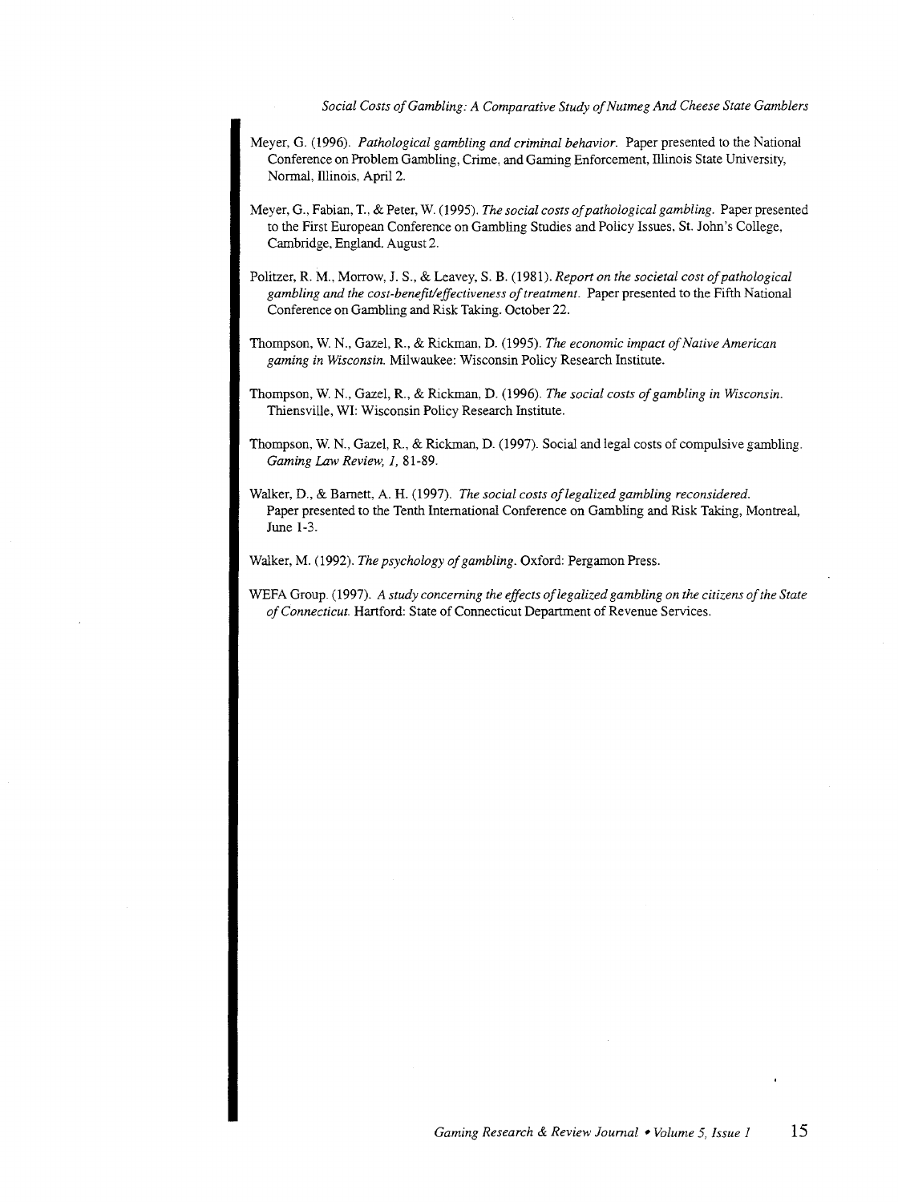Meyer, G. (1996). *Pathological gambling and criminal behavior.* Paper presented to the National Conference on Problem Gambling, Crime, and Gaming Enforcement, Illinois State University, Normal, Illinois, April 2.

Meyer, G., Fabian, T., & Peter, W. (1995). *The social costs of pathological gambling.* Paper presented to the First European Conference on Gambling Studies and Policy Issues, St. John's College, Cambridge, England. August 2.

Politzer, R. M., Morrow, J. S., & Leavey, S. B. (1981). *Report on the societal cost of pathological gambling and the cost-benefit/effectiveness of treatment.* Paper presented to the Fifth National Conference on Gambling and Risk Taking. October 22.

Thompson, W. N., Gazel, R., & Rickman, D. (1995). *The economic impact of Native American gaming in Wisconsin.* Milwaukee: Wisconsin Policy Research Institute.

Thompson, W. N., Gazel, R., & Rickman, D. (1996). *The social costs of gambling in Wisconsin.* Thiensville, WI: Wisconsin Policy Research Institute.

Thompson, W. N., Gazel, R., & Rickman, D. (1997). Social and legal costs of compulsive gambling. *Gaming Law Review, 1,* 81-89.

Walker, D., & Barnett, A. H. (1997). *The social costs of legalized gambling reconsidered.* Paper presented to the Tenth International Conference on Gambling and Risk Taking, Montreal, June 1-3.

Walker, M. (1992). *The psychology of gambling.* Oxford: Pergamon Press.

WEFA Group. (1997). *A study concerning the effects of legalized gambling on the citizens of the State of Connecticut.* Hartford: State of Connecticut Department of Revenue Services.